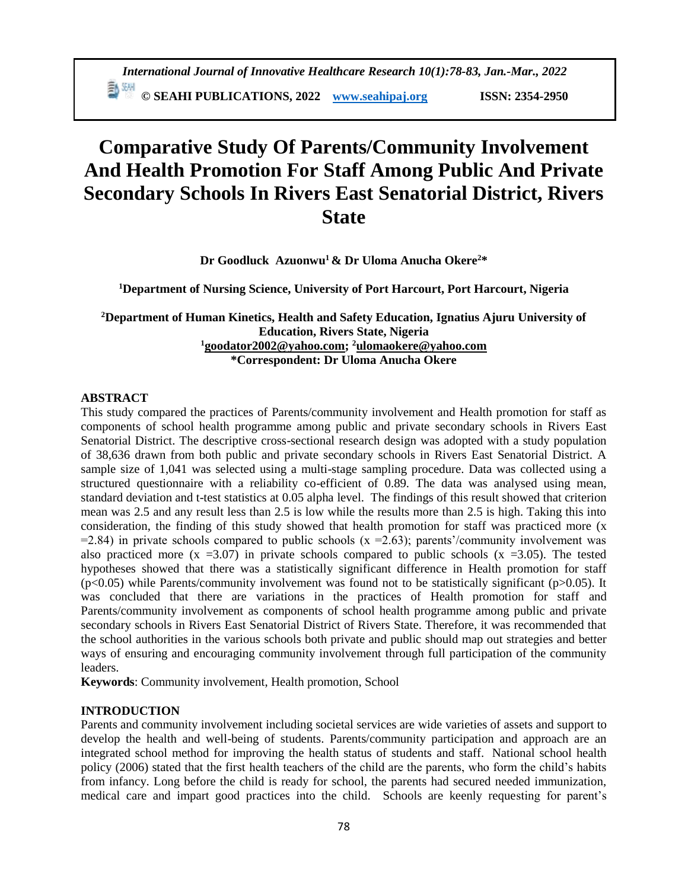# Comparative Study Of Parents/Community Involvement And Health Promotion For Staff Among Public And Private Secondary Schools In Rivers East Senatorial District, Rivers State

**Dr Goodluck Azuonwu[1] & Dr Uloma Anucha Okere[2]***

[1]Department of Nursing Science, University of Port Harcourt, Port Harcourt, Nigeria

[2]Department of Human Kinetics, Health and Safety Education, Ignatius Ajuru University of Education, Rivers State, Nigeria

[1]goodator2002@yahoo.com; [2]ulomaokere@yahoo.com

*Correspondent: Dr Uloma Anucha Okere

## ABSTRACT

This study compared the practices of Parents/community involvement and Health promotion for staff as components of school health programme among public and private secondary schools in Rivers East Senatorial District. The descriptive cross-sectional research design was adopted with a study population of 38,636 drawn from both public and private secondary schools in Rivers East Senatorial District. A sample size of 1,041 was selected using a multi-stage sampling procedure. Data was collected using a structured questionnaire with a reliability co-efficient of 0.89. The data was analysed using mean, standard deviation and t-test statistics at 0.05 alpha level. The findings of this result showed that criterion mean was 2.5 and any result less than 2.5 is low while the results more than 2.5 is high. Taking this into consideration, the finding of this study showed that health promotion for staff was practiced more ($x = 2.84$) in private schools compared to public schools ($x = 2.63$); parents'/community involvement was also practiced more ($x = 3.07$) in private schools compared to public schools ($x = 3.05$). The tested hypotheses showed that there was a statistically significant difference in Health promotion for staff ($p<0.05$) while Parents/community involvement was found not to be statistically significant ($p>0.05$). It was concluded that there are variations in the practices of Health promotion for staff and Parents/community involvement as components of school health programme among public and private secondary schools in Rivers East Senatorial District of Rivers State. Therefore, it was recommended that the school authorities in the various schools both private and public should map out strategies and better ways of ensuring and encouraging community involvement through full participation of the community leaders.

**Keywords**: Community involvement, Health promotion, School

## INTRODUCTION

Parents and community involvement including societal services are wide varieties of assets and support to develop the health and well-being of students. Parents/community participation and approach are an integrated school method for improving the health status of students and staff. National school health policy (2006) stated that the first health teachers of the child are the parents, who form the child's habits from infancy. Long before the child is ready for school, the parents had secured needed immunization, medical care and impart good practices into the child. Schools are keenly requesting for parent's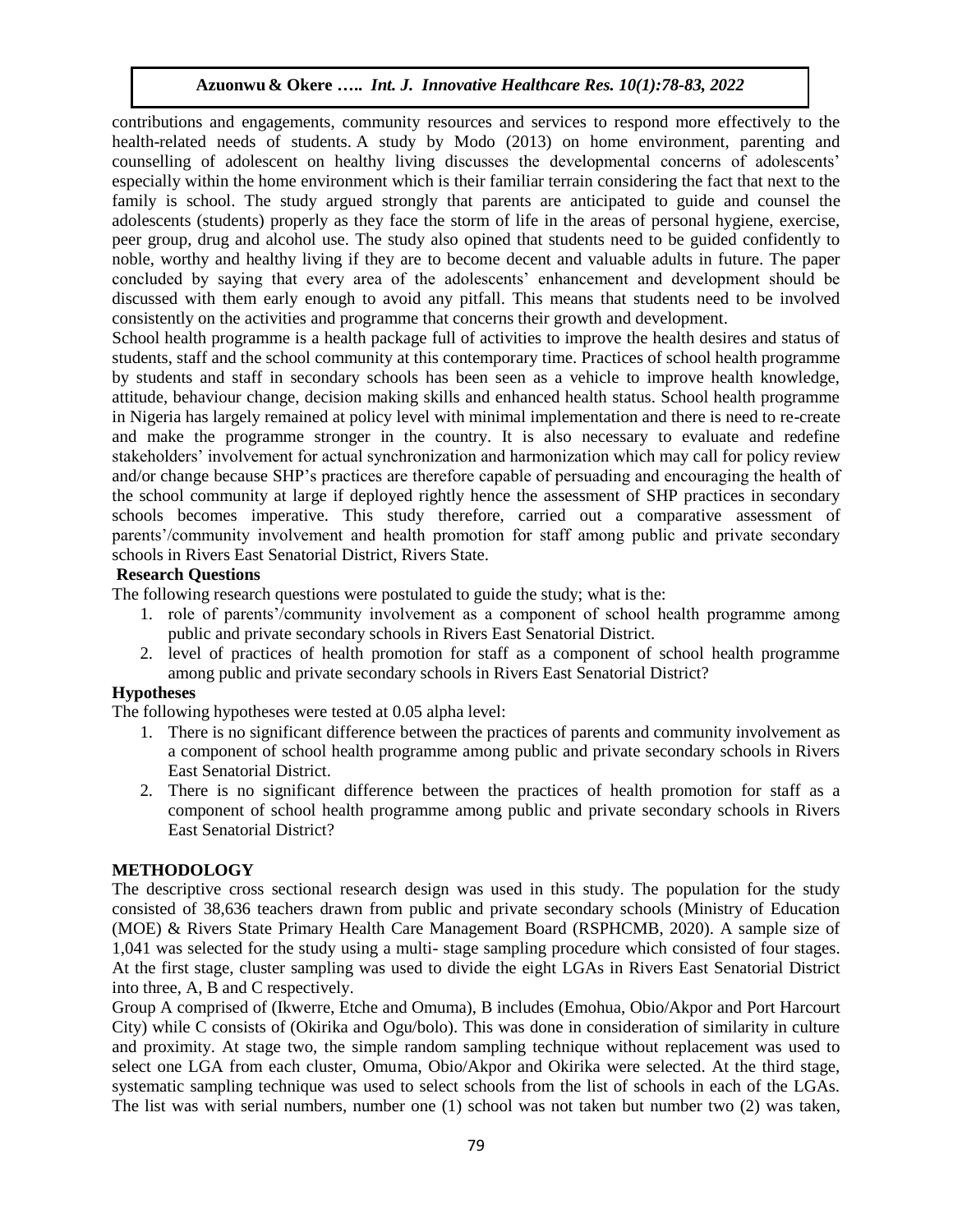contributions and engagements, community resources and services to respond more effectively to the health-related needs of students. A study by Modo (2013) on home environment, parenting and counselling of adolescent on healthy living discusses the developmental concerns of adolescents' especially within the home environment which is their familiar terrain considering the fact that next to the family is school. The study argued strongly that parents are anticipated to guide and counsel the adolescents (students) properly as they face the storm of life in the areas of personal hygiene, exercise, peer group, drug and alcohol use. The study also opined that students need to be guided confidently to noble, worthy and healthy living if they are to become decent and valuable adults in future. The paper concluded by saying that every area of the adolescents' enhancement and development should be discussed with them early enough to avoid any pitfall. This means that students need to be involved consistently on the activities and programme that concerns their growth and development.

School health programme is a health package full of activities to improve the health desires and status of students, staff and the school community at this contemporary time. Practices of school health programme by students and staff in secondary schools has been seen as a vehicle to improve health knowledge, attitude, behaviour change, decision making skills and enhanced health status. School health programme in Nigeria has largely remained at policy level with minimal implementation and there is need to re-create and make the programme stronger in the country. It is also necessary to evaluate and redefine stakeholders' involvement for actual synchronization and harmonization which may call for policy review and/or change because SHP's practices are therefore capable of persuading and encouraging the health of the school community at large if deployed rightly hence the assessment of SHP practices in secondary schools becomes imperative. This study therefore, carried out a comparative assessment of parents'/community involvement and health promotion for staff among public and private secondary schools in Rivers East Senatorial District, Rivers State.

### Research Questions

The following research questions were postulated to guide the study; what is the:

1. role of parents'/community involvement as a component of school health programme among public and private secondary schools in Rivers East Senatorial District.
2. level of practices of health promotion for staff as a component of school health programme among public and private secondary schools in Rivers East Senatorial District?

### Hypotheses

The following hypotheses were tested at 0.05 alpha level:

1. There is no significant difference between the practices of parents and community involvement as a component of school health programme among public and private secondary schools in Rivers East Senatorial District.
2. There is no significant difference between the practices of health promotion for staff as a component of school health programme among public and private secondary schools in Rivers East Senatorial District?

## METHODOLOGY

The descriptive cross sectional research design was used in this study. The population for the study consisted of 38,636 teachers drawn from public and private secondary schools (Ministry of Education (MOE) & Rivers State Primary Health Care Management Board (RSPHCMB, 2020). A sample size of 1,041 was selected for the study using a multi- stage sampling procedure which consisted of four stages. At the first stage, cluster sampling was used to divide the eight LGAs in Rivers East Senatorial District into three, A, B and C respectively.

Group A comprised of (Ikwerre, Etche and Omuma), B includes (Emohua, Obio/Akpor and Port Harcourt City) while C consists of (Okirika and Ogu/bolo). This was done in consideration of similarity in culture and proximity. At stage two, the simple random sampling technique without replacement was used to select one LGA from each cluster, Omuma, Obio/Akpor and Okirika were selected. At the third stage, systematic sampling technique was used to select schools from the list of schools in each of the LGAs. The list was with serial numbers, number one (1) school was not taken but number two (2) was taken,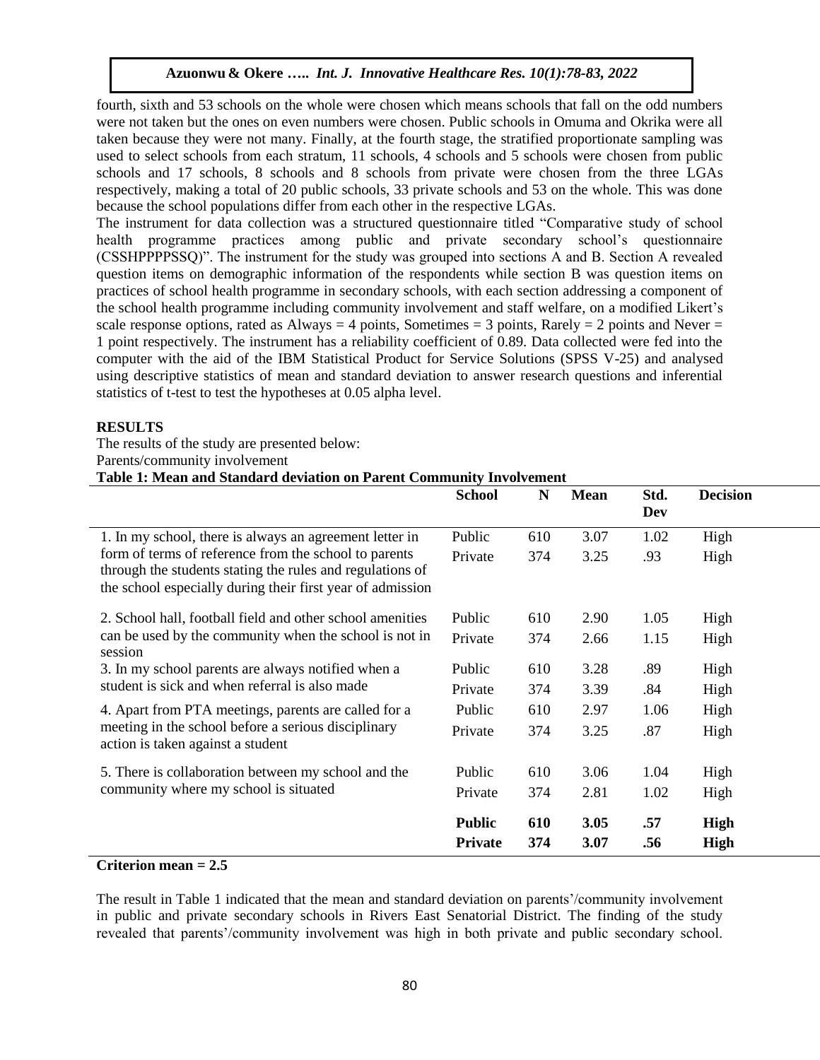fourth, sixth and 53 schools on the whole were chosen which means schools that fall on the odd numbers were not taken but the ones on even numbers were chosen. Public schools in Omuma and Okrika were all taken because they were not many. Finally, at the fourth stage, the stratified proportionate sampling was used to select schools from each stratum, 11 schools, 4 schools and 5 schools were chosen from public schools and 17 schools, 8 schools and 8 schools from private were chosen from the three LGAs respectively, making a total of 20 public schools, 33 private schools and 53 on the whole. This was done because the school populations differ from each other in the respective LGAs.

The instrument for data collection was a structured questionnaire titled "Comparative study of school health programme practices among public and private secondary school's questionnaire (CSSHPPPPSSQ)". The instrument for the study was grouped into sections A and B. Section A revealed question items on demographic information of the respondents while section B was question items on practices of school health programme in secondary schools, with each section addressing a component of the school health programme including community involvement and staff welfare, on a modified Likert's scale response options, rated as Always = 4 points, Sometimes = 3 points, Rarely = 2 points and Never = 1 point respectively. The instrument has a reliability coefficient of 0.89. Data collected were fed into the computer with the aid of the IBM Statistical Product for Service Solutions (SPSS V-25) and analysed using descriptive statistics of mean and standard deviation to answer research questions and inferential statistics of t-test to test the hypotheses at 0.05 alpha level.

## RESULTS

The results of the study are presented below:

Parents/community involvement

**Table 1: Mean and Standard deviation on Parent Community Involvement**

| | School | N | Mean | Std. Dev | Decision |
|---|---|---|---|---|---|
| 1. In my school, there is always an agreement letter in form of terms of reference from the school to parents through the students stating the rules and regulations of the school especially during their first year of admission | Public | 610 | 3.07 | 1.02 | High |
| | Private | 374 | 3.25 | .93 | High |
| 2. School hall, football field and other school amenities can be used by the community when the school is not in session | Public | 610 | 2.90 | 1.05 | High |
| | Private | 374 | 2.66 | 1.15 | High |
| 3. In my school parents are always notified when a student is sick and when referral is also made | Public | 610 | 3.28 | .89 | High |
| | Private | 374 | 3.39 | .84 | High |
| 4. Apart from PTA meetings, parents are called for a meeting in the school before a serious disciplinary action is taken against a student | Public | 610 | 2.97 | 1.06 | High |
| | Private | 374 | 3.25 | .87 | High |
| 5. There is collaboration between my school and the community where my school is situated | Public | 610 | 3.06 | 1.04 | High |
| | Private | 374 | 2.81 | 1.02 | High |
| | **Public** | **610** | **3.05** | **.57** | **High** |
| | **Private** | **374** | **3.07** | **.56** | **High** |

**Criterion mean = 2.5**

The result in Table 1 indicated that the mean and standard deviation on parents'/community involvement in public and private secondary schools in Rivers East Senatorial District. The finding of the study revealed that parents'/community involvement was high in both private and public secondary school.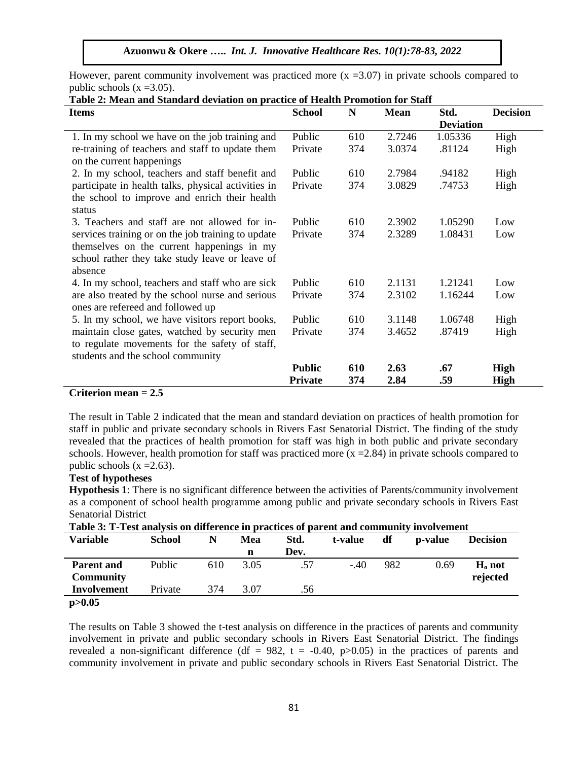However, parent community involvement was practiced more ($x = 3.07$) in private schools compared to public schools ($x = 3.05$).

**Table 2: Mean and Standard deviation on practice of Health Promotion for Staff**

| Items | School | N | Mean | Std. Deviation | Decision |
|---|---|---|---|---|---|
| 1. In my school we have on the job training and re-training of teachers and staff to update them on the current happenings | Public | 610 | 2.7246 | 1.05336 | High |
| | Private | 374 | 3.0374 | .81124 | High |
| 2. In my school, teachers and staff benefit and participate in health talks, physical activities in the school to improve and enrich their health status | Public | 610 | 2.7984 | .94182 | High |
| | Private | 374 | 3.0829 | .74753 | High |
| 3. Teachers and staff are not allowed for in-services training or on the job training to update themselves on the current happenings in my school rather they take study leave or leave of absence | Public | 610 | 2.3902 | 1.05290 | Low |
| | Private | 374 | 2.3289 | 1.08431 | Low |
| 4. In my school, teachers and staff who are sick are also treated by the school nurse and serious ones are refereed and followed up | Public | 610 | 2.1131 | 1.21241 | Low |
| | Private | 374 | 2.3102 | 1.16244 | Low |
| 5. In my school, we have visitors report books, maintain close gates, watched by security men to regulate movements for the safety of staff, students and the school community | Public | 610 | 3.1148 | 1.06748 | High |
| | Private | 374 | 3.4652 | .87419 | High |
| | **Public** | **610** | **2.63** | **.67** | **High** |
| | **Private** | **374** | **2.84** | **.59** | **High** |

**Criterion mean = 2.5**

The result in Table 2 indicated that the mean and standard deviation on practices of health promotion for staff in public and private secondary schools in Rivers East Senatorial District. The finding of the study revealed that the practices of health promotion for staff was high in both public and private secondary schools. However, health promotion for staff was practiced more ($x = 2.84$) in private schools compared to public schools ($x = 2.63$).

**Test of hypotheses**

**Hypothesis 1**: There is no significant difference between the activities of Parents/community involvement as a component of school health programme among public and private secondary schools in Rivers East Senatorial District

**Table 3: T-Test analysis on difference in practices of parent and community involvement**

| Variable | School | N | Mean | Std. Dev. | t-value | df | p-value | Decision |
|---|---|---|---|---|---|---|---|---|
| **Parent and Community Involvement** | Public | 610 | 3.05 | .57 | -.40 | 982 | 0.69 | **$H_o$ not rejected** |
| | Private | 374 | 3.07 | .56 | | | | |

**$p > 0.05$**

The results on Table 3 showed the t-test analysis on difference in the practices of parents and community involvement in private and public secondary schools in Rivers East Senatorial District. The findings revealed a non-significant difference (df = 982, t = -0.40, $p > 0.05$) in the practices of parents and community involvement in private and public secondary schools in Rivers East Senatorial District. The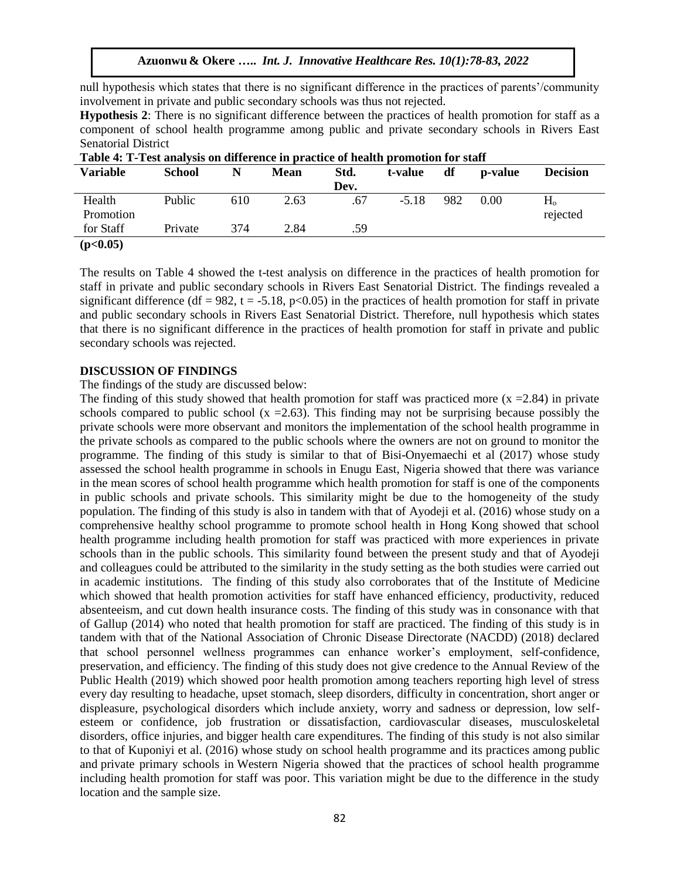null hypothesis which states that there is no significant difference in the practices of parents'/community involvement in private and public secondary schools was thus not rejected.

**Hypothesis 2**: There is no significant difference between the practices of health promotion for staff as a component of school health programme among public and private secondary schools in Rivers East Senatorial District

**Table 4: T-Test analysis on difference in practice of health promotion for staff**

| Variable | School | N | Mean | Std. Dev. | t-value | df | p-value | Decision |
|---|---|---|---|---|---|---|---|---|
| Health Promotion for Staff | Public | 610 | 2.63 | .67 | -5.18 | 982 | 0.00 | $H_o$ rejected |
| | Private | 374 | 2.84 | .59 | | | | |

**(p<0.05)**

The results on Table 4 showed the t-test analysis on difference in the practices of health promotion for staff in private and public secondary schools in Rivers East Senatorial District. The findings revealed a significant difference (df = 982, t = -5.18, $p<0.05$) in the practices of health promotion for staff in private and public secondary schools in Rivers East Senatorial District. Therefore, null hypothesis which states that there is no significant difference in the practices of health promotion for staff in private and public secondary schools was rejected.

## DISCUSSION OF FINDINGS

The findings of the study are discussed below:

The finding of this study showed that health promotion for staff was practiced more (x =2.84) in private schools compared to public school (x =2.63). This finding may not be surprising because possibly the private schools were more observant and monitors the implementation of the school health programme in the private schools as compared to the public schools where the owners are not on ground to monitor the programme. The finding of this study is similar to that of Bisi-Onyemaechi et al (2017) whose study assessed the school health programme in schools in Enugu East, Nigeria showed that there was variance in the mean scores of school health programme which health promotion for staff is one of the components in public schools and private schools. This similarity might be due to the homogeneity of the study population. The finding of this study is also in tandem with that of Ayodeji et al. (2016) whose study on a comprehensive healthy school programme to promote school health in Hong Kong showed that school health programme including health promotion for staff was practiced with more experiences in private schools than in the public schools. This similarity found between the present study and that of Ayodeji and colleagues could be attributed to the similarity in the study setting as the both studies were carried out in academic institutions. The finding of this study also corroborates that of the Institute of Medicine which showed that health promotion activities for staff have enhanced efficiency, productivity, reduced absenteeism, and cut down health insurance costs. The finding of this study was in consonance with that of Gallup (2014) who noted that health promotion for staff are practiced. The finding of this study is in tandem with that of the National Association of Chronic Disease Directorate (NACDD) (2018) declared that school personnel wellness programmes can enhance worker's employment, self-confidence, preservation, and efficiency. The finding of this study does not give credence to the Annual Review of the Public Health (2019) which showed poor health promotion among teachers reporting high level of stress every day resulting to headache, upset stomach, sleep disorders, difficulty in concentration, short anger or displeasure, psychological disorders which include anxiety, worry and sadness or depression, low self-esteem or confidence, job frustration or dissatisfaction, cardiovascular diseases, musculoskeletal disorders, office injuries, and bigger health care expenditures. The finding of this study is not also similar to that of Kuponiyi et al. (2016) whose study on school health programme and its practices among public and private primary schools in Western Nigeria showed that the practices of school health programme including health promotion for staff was poor. This variation might be due to the difference in the study location and the sample size.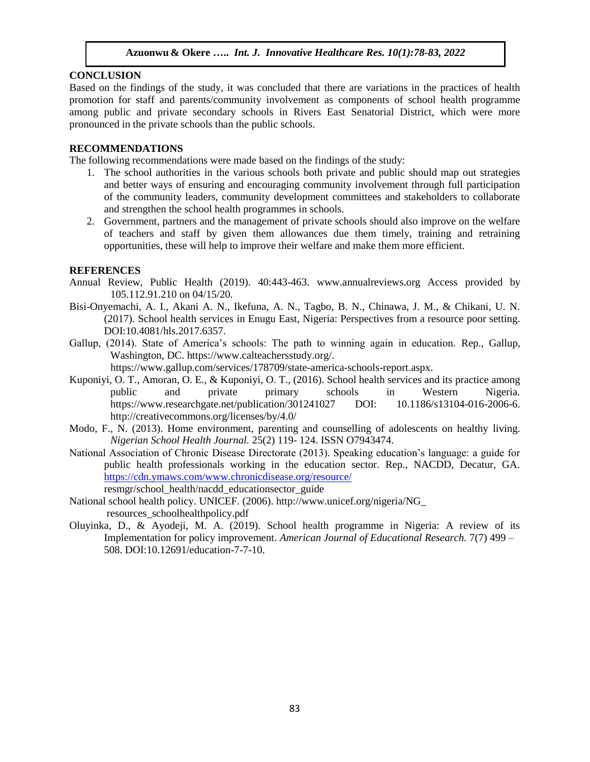## CONCLUSION

Based on the findings of the study, it was concluded that there are variations in the practices of health promotion for staff and parents/community involvement as components of school health programme among public and private secondary schools in Rivers East Senatorial District, which were more pronounced in the private schools than the public schools.

## RECOMMENDATIONS

The following recommendations were made based on the findings of the study:

1. The school authorities in the various schools both private and public should map out strategies and better ways of ensuring and encouraging community involvement through full participation of the community leaders, community development committees and stakeholders to collaborate and strengthen the school health programmes in schools.
2. Government, partners and the management of private schools should also improve on the welfare of teachers and staff by given them allowances due them timely, training and retraining opportunities, these will help to improve their welfare and make them more efficient.

## REFERENCES

Annual Review, Public Health (2019). 40:443-463. www.annualreviews.org Access provided by 105.112.91.210 on 04/15/20.

Bisi-Onyemachi, A. I., Akani A. N., Ikefuna, A. N., Tagbo, B. N., Chinawa, J. M., & Chikani, U. N. (2017). School health services in Enugu East, Nigeria: Perspectives from a resource poor setting. DOI:10.4081/hls.2017.6357.

Gallup, (2014). State of America's schools: The path to winning again in education. Rep., Gallup, Washington, DC. https://www.calteachersstudy.org/. https://www.gallup.com/services/178709/state-america-schools-report.aspx.

Kuponiyi, O. T., Amoran, O. E., & Kuponiyi, O. T., (2016). School health services and its practice among public and private primary schools in Western Nigeria. https://www.researchgate.net/publication/301241027 DOI: 10.1186/s13104-016-2006-6. http://creativecommons.org/licenses/by/4.0/

Modo, F., N. (2013). Home environment, parenting and counselling of adolescents on healthy living. *Nigerian School Health Journal.* 25(2) 119- 124. ISSN O7943474.

National Association of Chronic Disease Directorate (2013). Speaking education's language: a guide for public health professionals working in the education sector. Rep., NACDD, Decatur, GA. https://cdn.ymaws.com/www.chronicdisease.org/resource/ resmgr/school_health/nacdd_educationsector_guide

National school health policy. UNICEF. (2006). http://www.unicef.org/nigeria/NG_ resources_schoolhealthpolicy.pdf

Oluyinka, D., & Ayodeji, M. A. (2019). School health programme in Nigeria: A review of its Implementation for policy improvement. *American Journal of Educational Research.* 7(7) 499 – 508. DOI:10.12691/education-7-7-10.